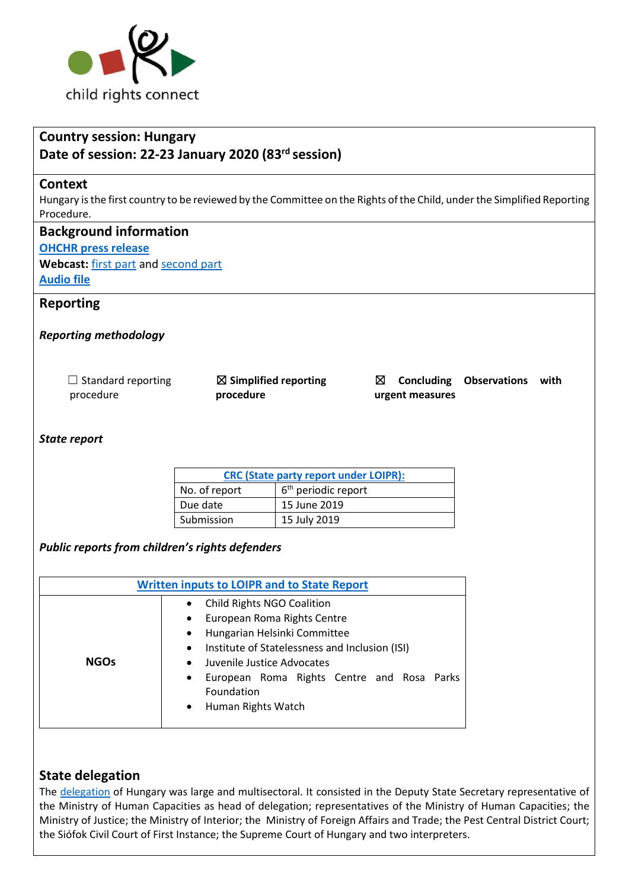child rights connect

**Country session: Hungary**
**Date of session: 22-23 January 2020 (83rd session)**

## Context

Hungary is the first country to be reviewed by the Committee on the Rights of the Child, under the Simplified Reporting Procedure.

## Background information

**OHCHR press release**

**Webcast:** first part and second part

**Audio file**

## Reporting

***Reporting methodology***

☐ Standard reporting procedure

☒ **Simplified reporting procedure**

☒ **Concluding Observations with urgent measures**

***State report***

| CRC (State party report under LOIPR): | |
|---|---|
| No. of report | 6th periodic report |
| Due date | 15 June 2019 |
| Submission | 15 July 2019 |

***Public reports from children's rights defenders***

| Written inputs to LOIPR and to State Report | |
|---|---|
| **NGOs** | • Child Rights NGO Coalition<br>• European Roma Rights Centre<br>• Hungarian Helsinki Committee<br>• Institute of Statelessness and Inclusion (ISI)<br>• Juvenile Justice Advocates<br>• European Roma Rights Centre and Rosa Parks Foundation<br>• Human Rights Watch |

## State delegation

The delegation of Hungary was large and multisectoral. It consisted in the Deputy State Secretary representative of the Ministry of Human Capacities as head of delegation; representatives of the Ministry of Human Capacities; the Ministry of Justice; the Ministry of Interior; the Ministry of Foreign Affairs and Trade; the Pest Central District Court; the Siófok Civil Court of First Instance; the Supreme Court of Hungary and two interpreters.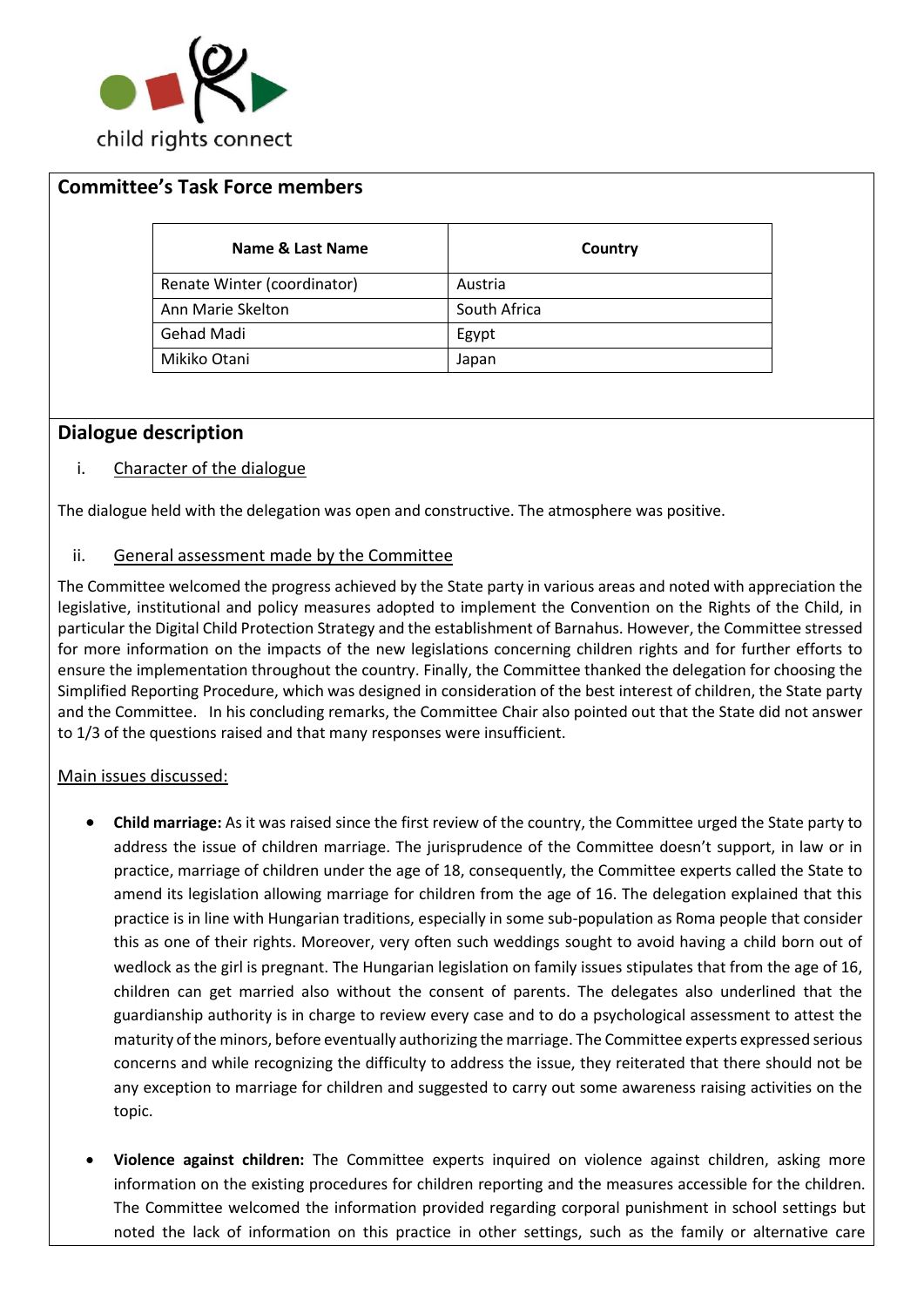## Committee's Task Force members

| Name & Last Name | Country |
|---|---|
| Renate Winter (coordinator) | Austria |
| Ann Marie Skelton | South Africa |
| Gehad Madi | Egypt |
| Mikiko Otani | Japan |

## Dialogue description

i. Character of the dialogue

The dialogue held with the delegation was open and constructive. The atmosphere was positive.

ii. General assessment made by the Committee

The Committee welcomed the progress achieved by the State party in various areas and noted with appreciation the legislative, institutional and policy measures adopted to implement the Convention on the Rights of the Child, in particular the Digital Child Protection Strategy and the establishment of Barnahus. However, the Committee stressed for more information on the impacts of the new legislations concerning children rights and for further efforts to ensure the implementation throughout the country. Finally, the Committee thanked the delegation for choosing the Simplified Reporting Procedure, which was designed in consideration of the best interest of children, the State party and the Committee. In his concluding remarks, the Committee Chair also pointed out that the State did not answer to 1/3 of the questions raised and that many responses were insufficient.

Main issues discussed:

- **Child marriage:** As it was raised since the first review of the country, the Committee urged the State party to address the issue of children marriage. The jurisprudence of the Committee doesn't support, in law or in practice, marriage of children under the age of 18, consequently, the Committee experts called the State to amend its legislation allowing marriage for children from the age of 16. The delegation explained that this practice is in line with Hungarian traditions, especially in some sub-population as Roma people that consider this as one of their rights. Moreover, very often such weddings sought to avoid having a child born out of wedlock as the girl is pregnant. The Hungarian legislation on family issues stipulates that from the age of 16, children can get married also without the consent of parents. The delegates also underlined that the guardianship authority is in charge to review every case and to do a psychological assessment to attest the maturity of the minors, before eventually authorizing the marriage. The Committee experts expressed serious concerns and while recognizing the difficulty to address the issue, they reiterated that there should not be any exception to marriage for children and suggested to carry out some awareness raising activities on the topic.

- **Violence against children:** The Committee experts inquired on violence against children, asking more information on the existing procedures for children reporting and the measures accessible for the children. The Committee welcomed the information provided regarding corporal punishment in school settings but noted the lack of information on this practice in other settings, such as the family or alternative care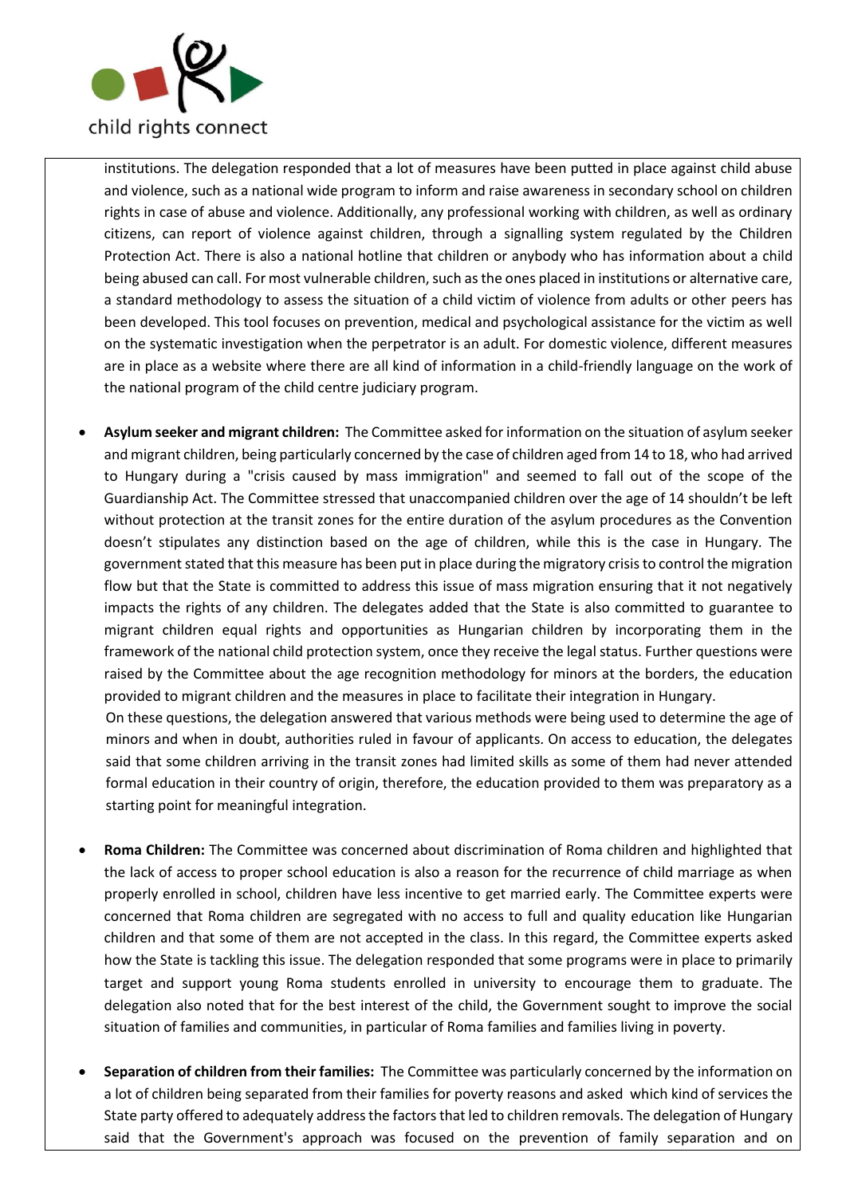institutions. The delegation responded that a lot of measures have been putted in place against child abuse and violence, such as a national wide program to inform and raise awareness in secondary school on children rights in case of abuse and violence. Additionally, any professional working with children, as well as ordinary citizens, can report of violence against children, through a signalling system regulated by the Children Protection Act. There is also a national hotline that children or anybody who has information about a child being abused can call. For most vulnerable children, such as the ones placed in institutions or alternative care, a standard methodology to assess the situation of a child victim of violence from adults or other peers has been developed. This tool focuses on prevention, medical and psychological assistance for the victim as well on the systematic investigation when the perpetrator is an adult. For domestic violence, different measures are in place as a website where there are all kind of information in a child-friendly language on the work of the national program of the child centre judiciary program.

- **Asylum seeker and migrant children:** The Committee asked for information on the situation of asylum seeker and migrant children, being particularly concerned by the case of children aged from 14 to 18, who had arrived to Hungary during a "crisis caused by mass immigration" and seemed to fall out of the scope of the Guardianship Act. The Committee stressed that unaccompanied children over the age of 14 shouldn't be left without protection at the transit zones for the entire duration of the asylum procedures as the Convention doesn't stipulates any distinction based on the age of children, while this is the case in Hungary. The government stated that this measure has been put in place during the migratory crisis to control the migration flow but that the State is committed to address this issue of mass migration ensuring that it not negatively impacts the rights of any children. The delegates added that the State is also committed to guarantee to migrant children equal rights and opportunities as Hungarian children by incorporating them in the framework of the national child protection system, once they receive the legal status. Further questions were raised by the Committee about the age recognition methodology for minors at the borders, the education provided to migrant children and the measures in place to facilitate their integration in Hungary.

  On these questions, the delegation answered that various methods were being used to determine the age of minors and when in doubt, authorities ruled in favour of applicants. On access to education, the delegates said that some children arriving in the transit zones had limited skills as some of them had never attended formal education in their country of origin, therefore, the education provided to them was preparatory as a starting point for meaningful integration.

- **Roma Children:** The Committee was concerned about discrimination of Roma children and highlighted that the lack of access to proper school education is also a reason for the recurrence of child marriage as when properly enrolled in school, children have less incentive to get married early. The Committee experts were concerned that Roma children are segregated with no access to full and quality education like Hungarian children and that some of them are not accepted in the class. In this regard, the Committee experts asked how the State is tackling this issue. The delegation responded that some programs were in place to primarily target and support young Roma students enrolled in university to encourage them to graduate. The delegation also noted that for the best interest of the child, the Government sought to improve the social situation of families and communities, in particular of Roma families and families living in poverty.

- **Separation of children from their families:** The Committee was particularly concerned by the information on a lot of children being separated from their families for poverty reasons and asked which kind of services the State party offered to adequately address the factors that led to children removals. The delegation of Hungary said that the Government's approach was focused on the prevention of family separation and on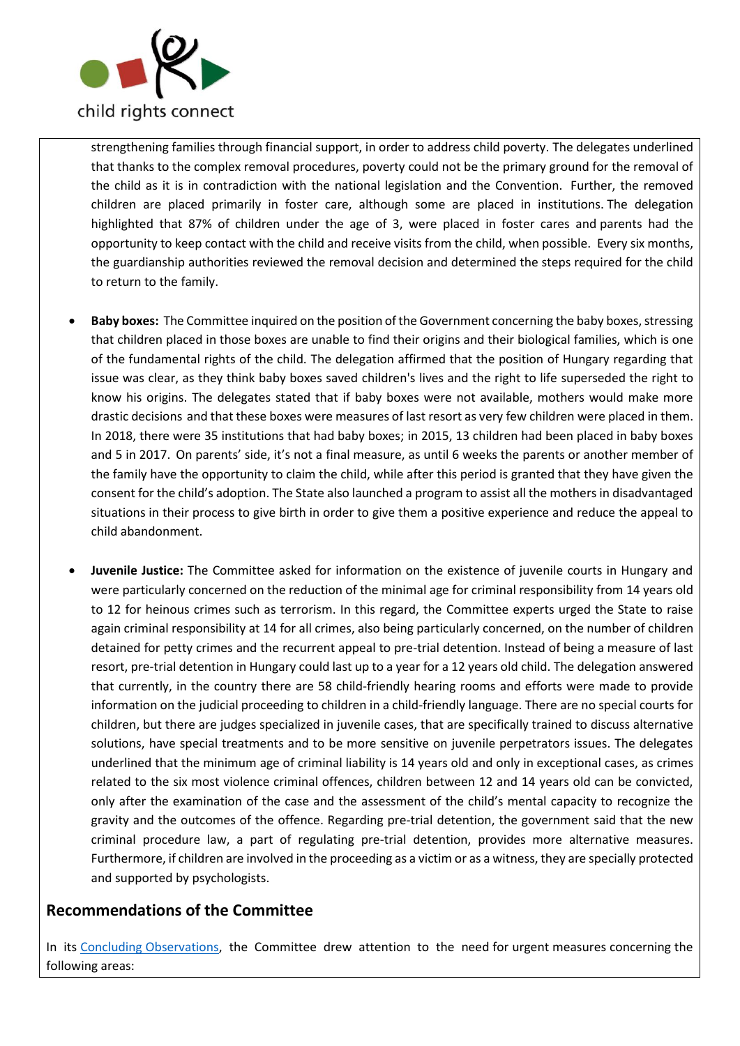strengthening families through financial support, in order to address child poverty. The delegates underlined that thanks to the complex removal procedures, poverty could not be the primary ground for the removal of the child as it is in contradiction with the national legislation and the Convention. Further, the removed children are placed primarily in foster care, although some are placed in institutions. The delegation highlighted that 87% of children under the age of 3, were placed in foster cares and parents had the opportunity to keep contact with the child and receive visits from the child, when possible. Every six months, the guardianship authorities reviewed the removal decision and determined the steps required for the child to return to the family.

- **Baby boxes:** The Committee inquired on the position of the Government concerning the baby boxes, stressing that children placed in those boxes are unable to find their origins and their biological families, which is one of the fundamental rights of the child. The delegation affirmed that the position of Hungary regarding that issue was clear, as they think baby boxes saved children's lives and the right to life superseded the right to know his origins. The delegates stated that if baby boxes were not available, mothers would make more drastic decisions and that these boxes were measures of last resort as very few children were placed in them. In 2018, there were 35 institutions that had baby boxes; in 2015, 13 children had been placed in baby boxes and 5 in 2017. On parents' side, it's not a final measure, as until 6 weeks the parents or another member of the family have the opportunity to claim the child, while after this period is granted that they have given the consent for the child's adoption. The State also launched a program to assist all the mothers in disadvantaged situations in their process to give birth in order to give them a positive experience and reduce the appeal to child abandonment.

- **Juvenile Justice:** The Committee asked for information on the existence of juvenile courts in Hungary and were particularly concerned on the reduction of the minimal age for criminal responsibility from 14 years old to 12 for heinous crimes such as terrorism. In this regard, the Committee experts urged the State to raise again criminal responsibility at 14 for all crimes, also being particularly concerned, on the number of children detained for petty crimes and the recurrent appeal to pre-trial detention. Instead of being a measure of last resort, pre-trial detention in Hungary could last up to a year for a 12 years old child. The delegation answered that currently, in the country there are 58 child-friendly hearing rooms and efforts were made to provide information on the judicial proceeding to children in a child-friendly language. There are no special courts for children, but there are judges specialized in juvenile cases, that are specifically trained to discuss alternative solutions, have special treatments and to be more sensitive on juvenile perpetrators issues. The delegates underlined that the minimum age of criminal liability is 14 years old and only in exceptional cases, as crimes related to the six most violence criminal offences, children between 12 and 14 years old can be convicted, only after the examination of the case and the assessment of the child's mental capacity to recognize the gravity and the outcomes of the offence. Regarding pre-trial detention, the government said that the new criminal procedure law, a part of regulating pre-trial detention, provides more alternative measures. Furthermore, if children are involved in the proceeding as a victim or as a witness, they are specially protected and supported by psychologists.

## Recommendations of the Committee

In its Concluding Observations, the Committee drew attention to the need for urgent measures concerning the following areas: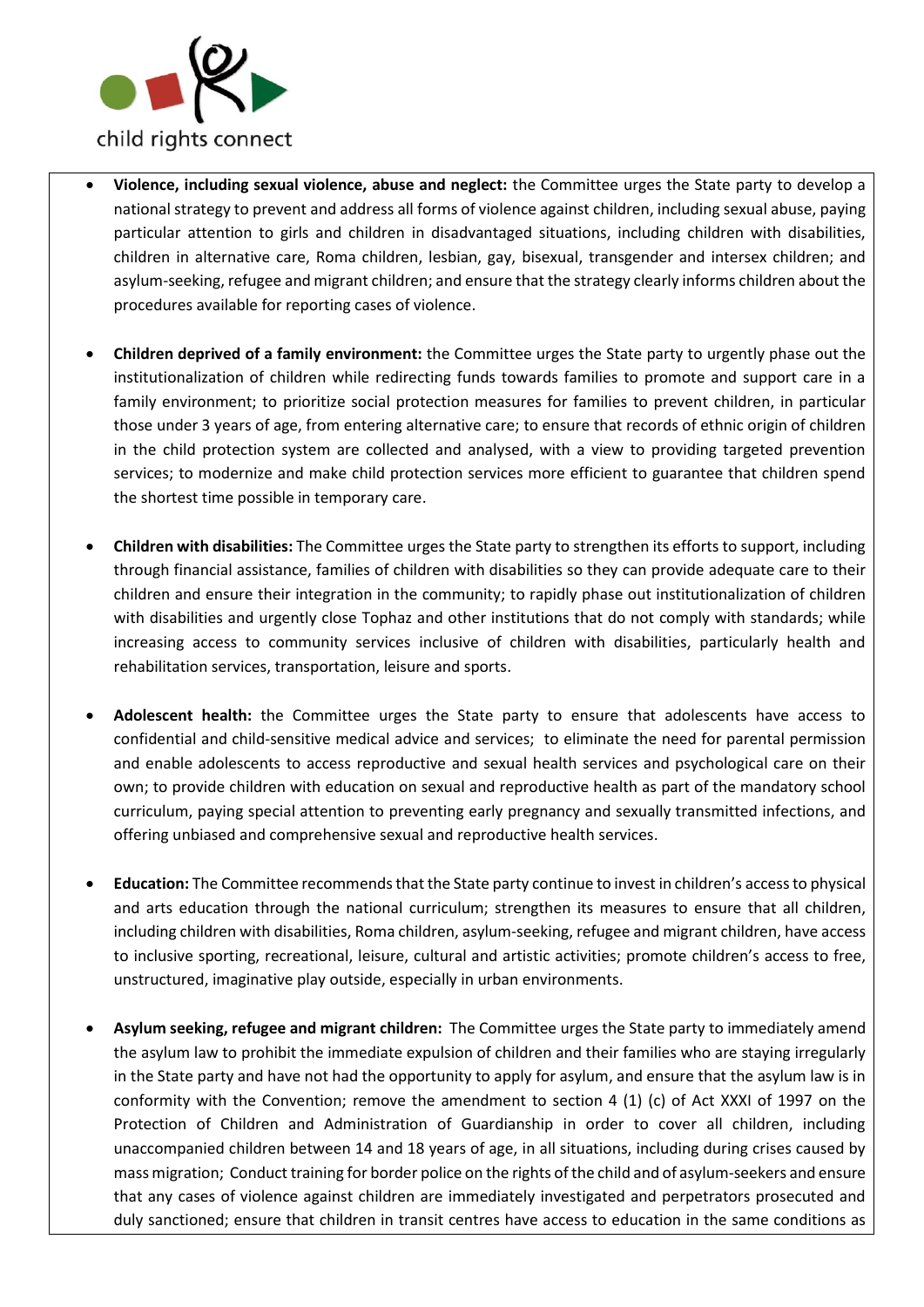- **Violence, including sexual violence, abuse and neglect:** the Committee urges the State party to develop a national strategy to prevent and address all forms of violence against children, including sexual abuse, paying particular attention to girls and children in disadvantaged situations, including children with disabilities, children in alternative care, Roma children, lesbian, gay, bisexual, transgender and intersex children; and asylum-seeking, refugee and migrant children; and ensure that the strategy clearly informs children about the procedures available for reporting cases of violence.

- **Children deprived of a family environment:** the Committee urges the State party to urgently phase out the institutionalization of children while redirecting funds towards families to promote and support care in a family environment; to prioritize social protection measures for families to prevent children, in particular those under 3 years of age, from entering alternative care; to ensure that records of ethnic origin of children in the child protection system are collected and analysed, with a view to providing targeted prevention services; to modernize and make child protection services more efficient to guarantee that children spend the shortest time possible in temporary care.

- **Children with disabilities:** The Committee urges the State party to strengthen its efforts to support, including through financial assistance, families of children with disabilities so they can provide adequate care to their children and ensure their integration in the community; to rapidly phase out institutionalization of children with disabilities and urgently close Tophaz and other institutions that do not comply with standards; while increasing access to community services inclusive of children with disabilities, particularly health and rehabilitation services, transportation, leisure and sports.

- **Adolescent health:** the Committee urges the State party to ensure that adolescents have access to confidential and child-sensitive medical advice and services; to eliminate the need for parental permission and enable adolescents to access reproductive and sexual health services and psychological care on their own; to provide children with education on sexual and reproductive health as part of the mandatory school curriculum, paying special attention to preventing early pregnancy and sexually transmitted infections, and offering unbiased and comprehensive sexual and reproductive health services.

- **Education:** The Committee recommends that the State party continue to invest in children's access to physical and arts education through the national curriculum; strengthen its measures to ensure that all children, including children with disabilities, Roma children, asylum-seeking, refugee and migrant children, have access to inclusive sporting, recreational, leisure, cultural and artistic activities; promote children's access to free, unstructured, imaginative play outside, especially in urban environments.

- **Asylum seeking, refugee and migrant children:** The Committee urges the State party to immediately amend the asylum law to prohibit the immediate expulsion of children and their families who are staying irregularly in the State party and have not had the opportunity to apply for asylum, and ensure that the asylum law is in conformity with the Convention; remove the amendment to section 4 (1) (c) of Act XXXI of 1997 on the Protection of Children and Administration of Guardianship in order to cover all children, including unaccompanied children between 14 and 18 years of age, in all situations, including during crises caused by mass migration; Conduct training for border police on the rights of the child and of asylum-seekers and ensure that any cases of violence against children are immediately investigated and perpetrators prosecuted and duly sanctioned; ensure that children in transit centres have access to education in the same conditions as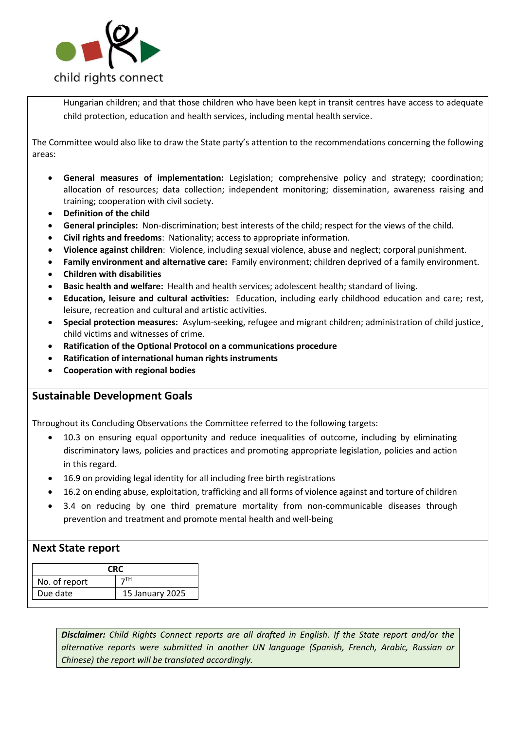Hungarian children; and that those children who have been kept in transit centres have access to adequate child protection, education and health services, including mental health service.

The Committee would also like to draw the State party's attention to the recommendations concerning the following areas:

- **General measures of implementation:** Legislation; comprehensive policy and strategy; coordination; allocation of resources; data collection; independent monitoring; dissemination, awareness raising and training; cooperation with civil society.
- **Definition of the child**
- **General principles:** Non-discrimination; best interests of the child; respect for the views of the child.
- **Civil rights and freedoms**: Nationality; access to appropriate information.
- **Violence against children**: Violence, including sexual violence, abuse and neglect; corporal punishment.
- **Family environment and alternative care:** Family environment; children deprived of a family environment.
- **Children with disabilities**
- **Basic health and welfare:** Health and health services; adolescent health; standard of living.
- **Education, leisure and cultural activities:** Education, including early childhood education and care; rest, leisure, recreation and cultural and artistic activities.
- **Special protection measures:** Asylum-seeking, refugee and migrant children; administration of child justice, child victims and witnesses of crime.
- **Ratification of the Optional Protocol on a communications procedure**
- **Ratification of international human rights instruments**
- **Cooperation with regional bodies**

## Sustainable Development Goals

Throughout its Concluding Observations the Committee referred to the following targets:

- 10.3 on ensuring equal opportunity and reduce inequalities of outcome, including by eliminating discriminatory laws, policies and practices and promoting appropriate legislation, policies and action in this regard.
- 16.9 on providing legal identity for all including free birth registrations
- 16.2 on ending abuse, exploitation, trafficking and all forms of violence against and torture of children
- 3.4 on reducing by one third premature mortality from non-communicable diseases through prevention and treatment and promote mental health and well-being

## Next State report

| CRC | |
|---|---|
| No. of report | 7TH |
| Due date | 15 January 2025 |

***Disclaimer:*** *Child Rights Connect reports are all drafted in English. If the State report and/or the alternative reports were submitted in another UN language (Spanish, French, Arabic, Russian or Chinese) the report will be translated accordingly.*